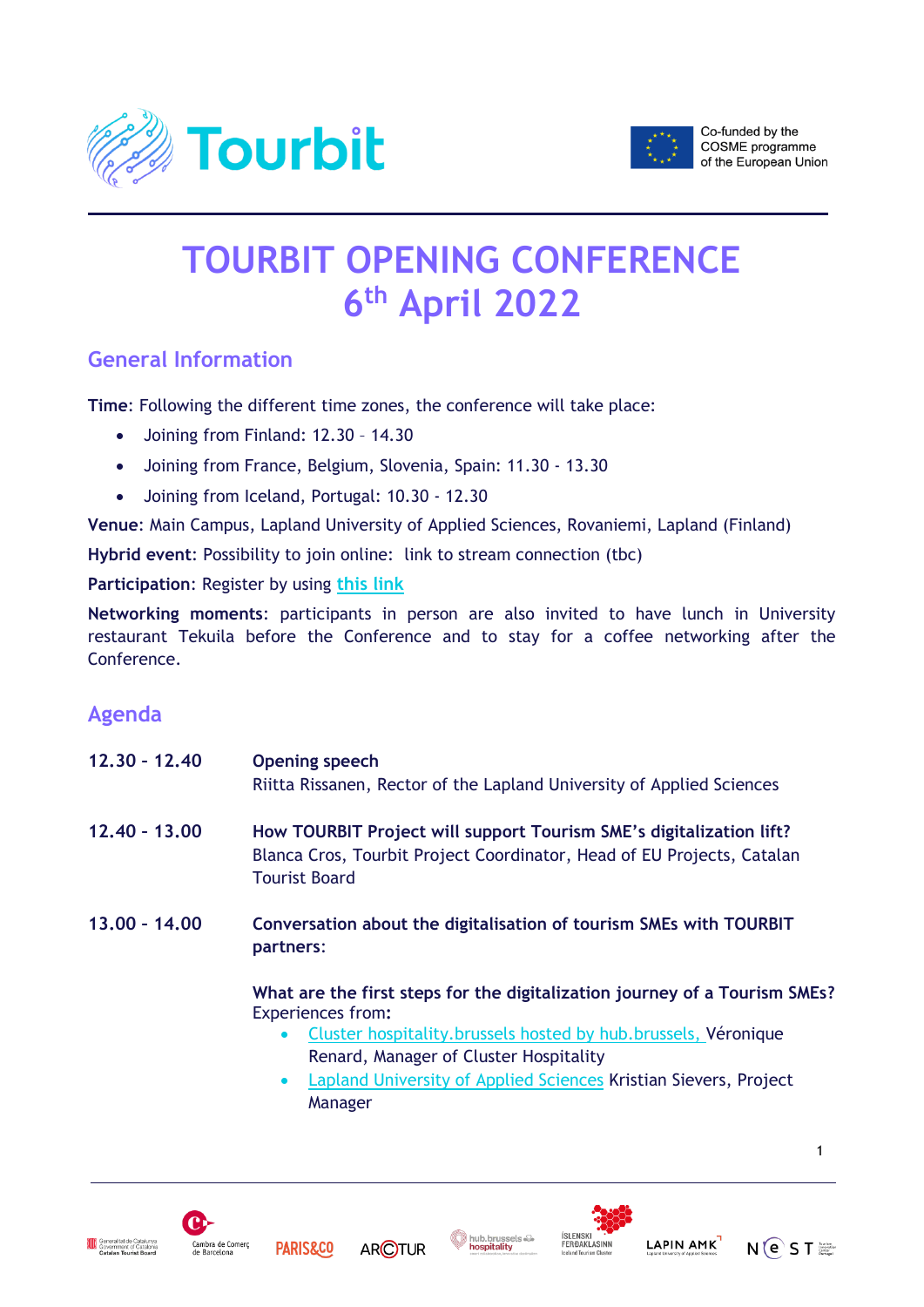# TOURBIT OPENING CONFERENCE
# 6th April 2022

## General Information

**Time**: Following the different time zones, the conference will take place:

- Joining from Finland: 12.30 – 14.30
- Joining from France, Belgium, Slovenia, Spain: 11.30 - 13.30
- Joining from Iceland, Portugal: 10.30 - 12.30

**Venue**: Main Campus, Lapland University of Applied Sciences, Rovaniemi, Lapland (Finland)

**Hybrid event**: Possibility to join online: link to stream connection (tbc)

**Participation**: Register by using this link

**Networking moments**: participants in person are also invited to have lunch in University restaurant Tekuila before the Conference and to stay for a coffee networking after the Conference.

## Agenda

**12.30 - 12.40** **Opening speech**
Riitta Rissanen, Rector of the Lapland University of Applied Sciences

**12.40 - 13.00** **How TOURBIT Project will support Tourism SME's digitalization lift?**
Blanca Cros, Tourbit Project Coordinator, Head of EU Projects, Catalan Tourist Board

**13.00 - 14.00** **Conversation about the digitalisation of tourism SMEs with TOURBIT partners**:

**What are the first steps for the digitalization journey of a Tourism SMEs?**
Experiences from**:**

- Cluster hospitality.brussels hosted by hub.brussels, Véronique Renard, Manager of Cluster Hospitality
- Lapland University of Applied Sciences Kristian Sievers, Project Manager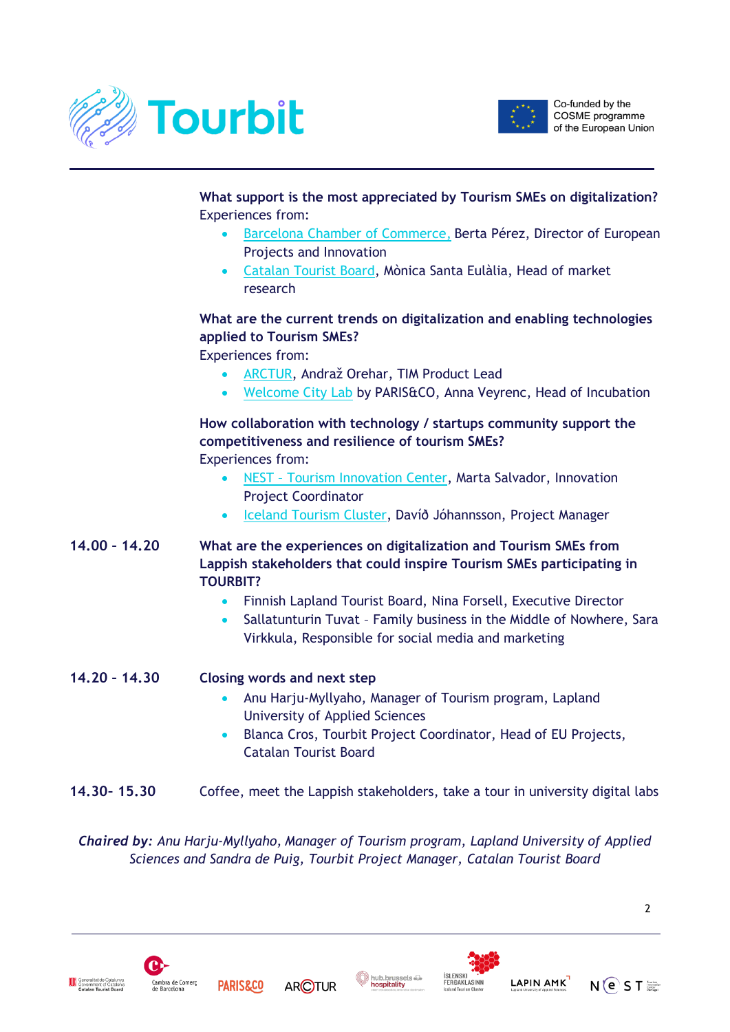**What support is the most appreciated by Tourism SMEs on digitalization?**
Experiences from:

- Barcelona Chamber of Commerce, Berta Pérez, Director of European Projects and Innovation
- Catalan Tourist Board, Mònica Santa Eulàlia, Head of market research

**What are the current trends on digitalization and enabling technologies applied to Tourism SMEs?**
Experiences from:

- ARCTUR, Andraž Orehar, TIM Product Lead
- Welcome City Lab by PARIS&CO, Anna Veyrenc, Head of Incubation

**How collaboration with technology / startups community support the competitiveness and resilience of tourism SMEs?**
Experiences from:

- NEST – Tourism Innovation Center, Marta Salvador, Innovation Project Coordinator
- Iceland Tourism Cluster, Davíð Jóhannsson, Project Manager

**14.00 - 14.20** **What are the experiences on digitalization and Tourism SMEs from Lappish stakeholders that could inspire Tourism SMEs participating in TOURBIT?**

- Finnish Lapland Tourist Board, Nina Forsell, Executive Director
- Sallatunturin Tuvat – Family business in the Middle of Nowhere, Sara Virkkula, Responsible for social media and marketing

**14.20 - 14.30** **Closing words and next step**

- Anu Harju-Myllyaho, Manager of Tourism program, Lapland University of Applied Sciences
- Blanca Cros, Tourbit Project Coordinator, Head of EU Projects, Catalan Tourist Board

**14.30- 15.30** Coffee, meet the Lappish stakeholders, take a tour in university digital labs

***Chaired by**: Anu Harju-Myllyaho, Manager of Tourism program, Lapland University of Applied Sciences and Sandra de Puig, Tourbit Project Manager, Catalan Tourist Board*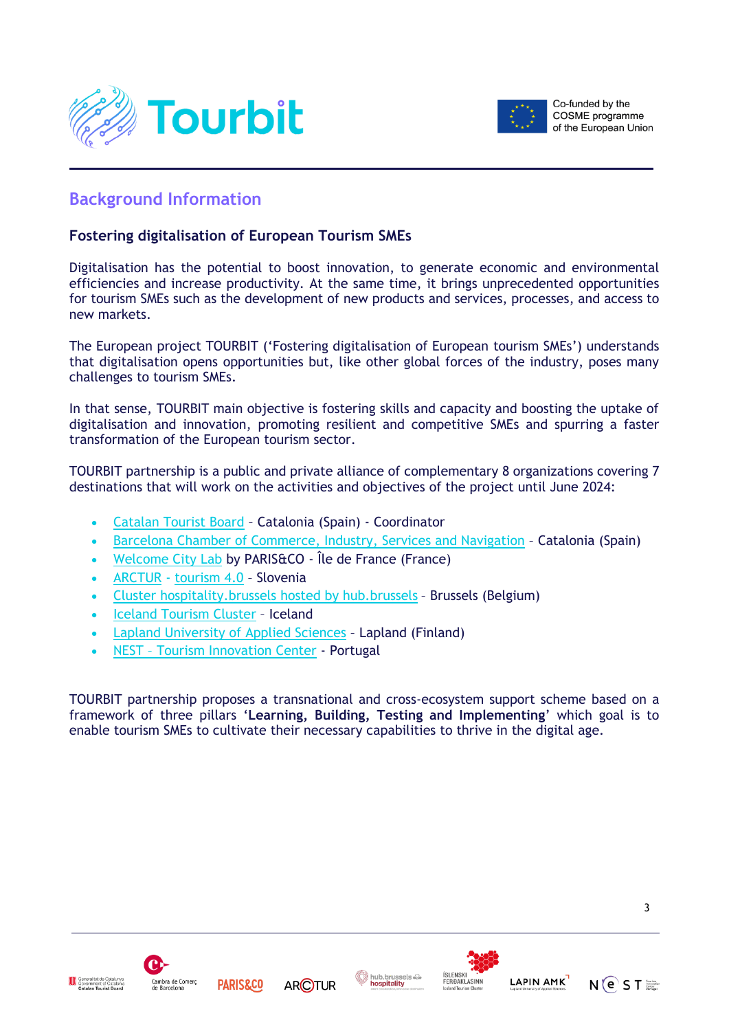## Background Information

### Fostering digitalisation of European Tourism SMEs

Digitalisation has the potential to boost innovation, to generate economic and environmental efficiencies and increase productivity. At the same time, it brings unprecedented opportunities for tourism SMEs such as the development of new products and services, processes, and access to new markets.

The European project TOURBIT ('Fostering digitalisation of European tourism SMEs') understands that digitalisation opens opportunities but, like other global forces of the industry, poses many challenges to tourism SMEs.

In that sense, TOURBIT main objective is fostering skills and capacity and boosting the uptake of digitalisation and innovation, promoting resilient and competitive SMEs and spurring a faster transformation of the European tourism sector.

TOURBIT partnership is a public and private alliance of complementary 8 organizations covering 7 destinations that will work on the activities and objectives of the project until June 2024:

- Catalan Tourist Board – Catalonia (Spain) - Coordinator
- Barcelona Chamber of Commerce, Industry, Services and Navigation – Catalonia (Spain)
- Welcome City Lab by PARIS&CO - Île de France (France)
- ARCTUR - tourism 4.0 - Slovenia
- Cluster hospitality.brussels hosted by hub.brussels – Brussels (Belgium)
- Iceland Tourism Cluster – Iceland
- Lapland University of Applied Sciences – Lapland (Finland)
- NEST – Tourism Innovation Center - Portugal

TOURBIT partnership proposes a transnational and cross-ecosystem support scheme based on a framework of three pillars '**Learning, Building, Testing and Implementing**' which goal is to enable tourism SMEs to cultivate their necessary capabilities to thrive in the digital age.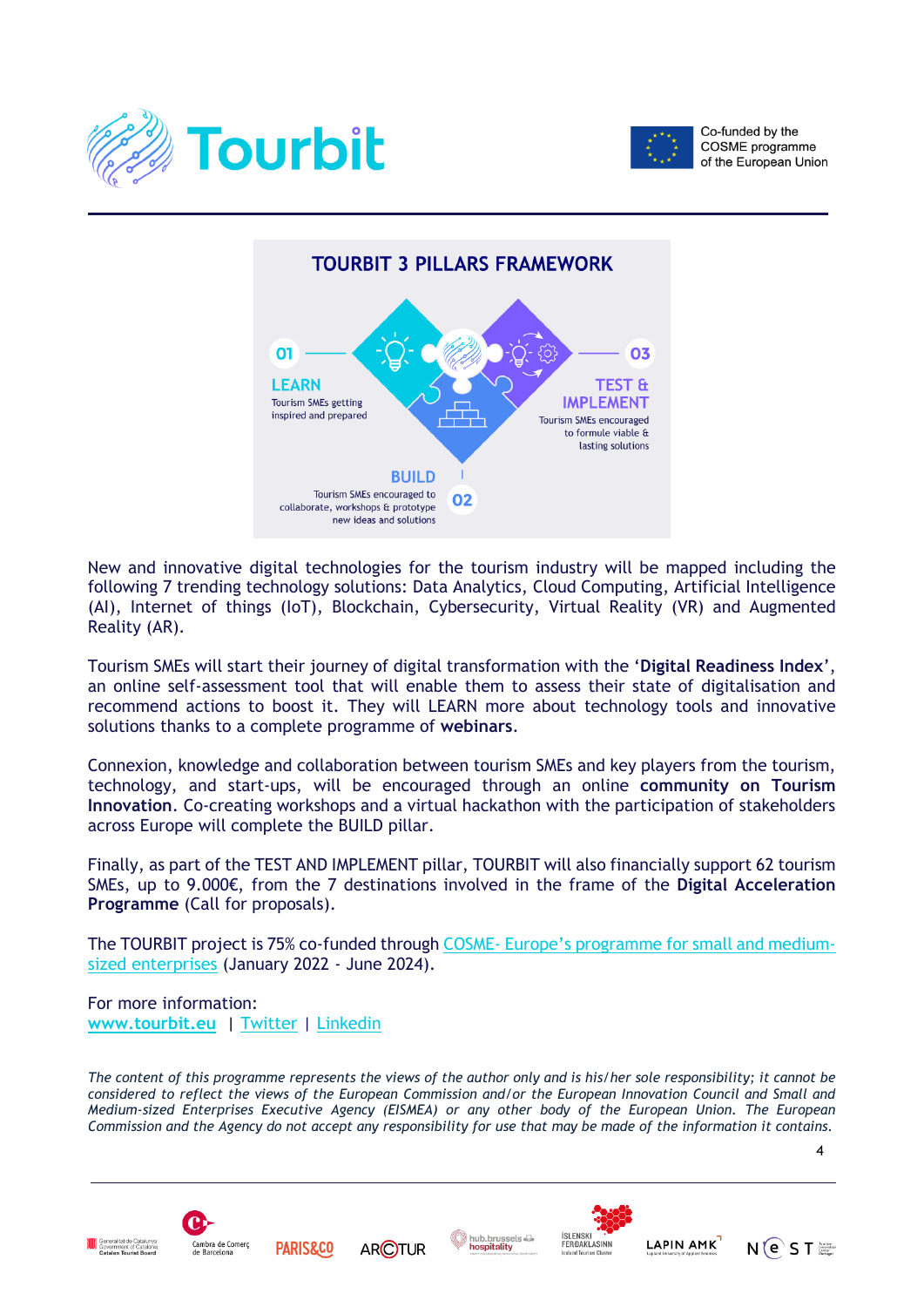## TOURBIT 3 PILLARS FRAMEWORK

01 **LEARN**
Tourism SMEs getting inspired and prepared

02 **BUILD**
Tourism SMEs encouraged to collaborate, workshops & prototype new ideas and solutions

03 **TEST & IMPLEMENT**
Tourism SMEs encouraged to formule viable & lasting solutions

New and innovative digital technologies for the tourism industry will be mapped including the following 7 trending technology solutions: Data Analytics, Cloud Computing, Artificial Intelligence (AI), Internet of things (IoT), Blockchain, Cybersecurity, Virtual Reality (VR) and Augmented Reality (AR).

Tourism SMEs will start their journey of digital transformation with the '**Digital Readiness Index**', an online self-assessment tool that will enable them to assess their state of digitalisation and recommend actions to boost it. They will LEARN more about technology tools and innovative solutions thanks to a complete programme of **webinars**.

Connexion, knowledge and collaboration between tourism SMEs and key players from the tourism, technology, and start-ups, will be encouraged through an online **community on Tourism Innovation**. Co-creating workshops and a virtual hackathon with the participation of stakeholders across Europe will complete the BUILD pillar.

Finally, as part of the TEST AND IMPLEMENT pillar, TOURBIT will also financially support 62 tourism SMEs, up to 9.000€, from the 7 destinations involved in the frame of the **Digital Acceleration Programme** (Call for proposals).

The TOURBIT project is 75% co-funded through COSME- Europe's programme for small and medium-sized enterprises (January 2022 - June 2024).

For more information:
**www.tourbit.eu** | Twitter | Linkedin

*The content of this programme represents the views of the author only and is his/her sole responsibility; it cannot be considered to reflect the views of the European Commission and/or the European Innovation Council and Small and Medium-sized Enterprises Executive Agency (EISMEA) or any other body of the European Union. The European Commission and the Agency do not accept any responsibility for use that may be made of the information it contains.*